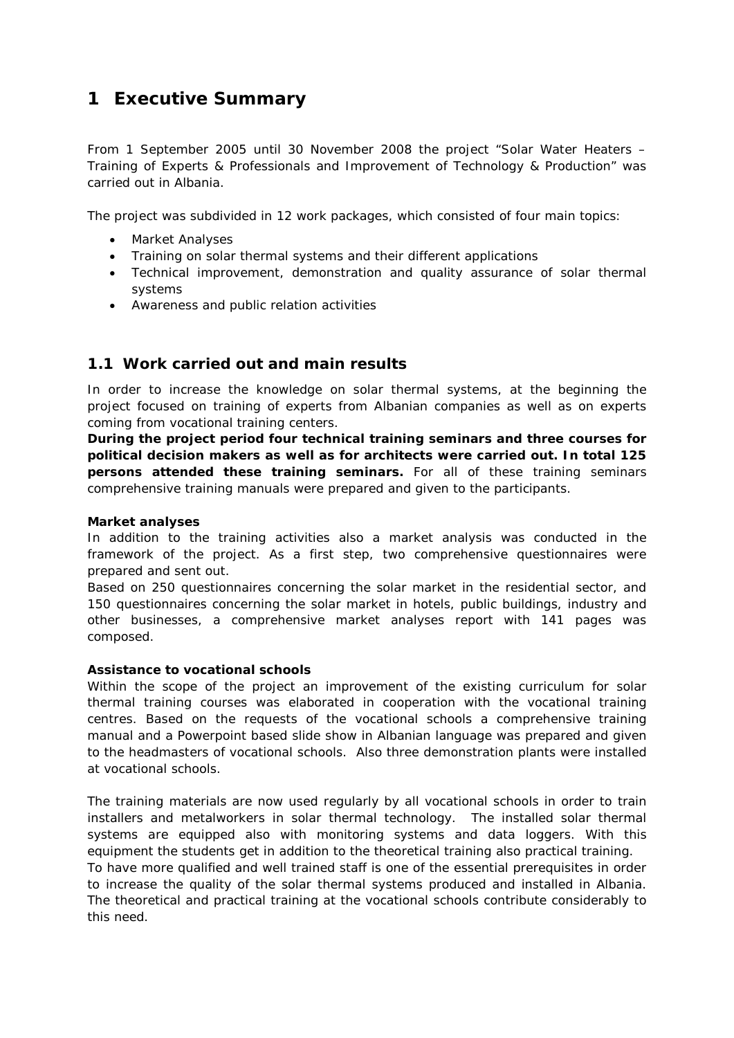# 1 Executive Summary

From 1 September 2005 until 30 November 2008 the project "Solar Water Heaters – Training of Experts & Professionals and Improvement of Technology & Production" was carried out in Albania.

The project was subdivided in 12 work packages, which consisted of four main topics:

- Market Analyses
- Training on solar thermal systems and their different applications
- Technical improvement, demonstration and quality assurance of solar thermal systems
- Awareness and public relation activities

## 1.1 Work carried out and main results

In order to increase the knowledge on solar thermal systems, at the beginning the project focused on training of experts from Albanian companies as well as on experts coming from vocational training centers.

**During the project period four technical training seminars and three courses for political decision makers as well as for architects were carried out. In total 125 persons attended these training seminars.** For all of these training seminars comprehensive training manuals were prepared and given to the participants.

**Market analyses**

In addition to the training activities also a market analysis was conducted in the framework of the project. As a first step, two comprehensive questionnaires were prepared and sent out.

Based on 250 questionnaires concerning the solar market in the residential sector, and 150 questionnaires concerning the solar market in hotels, public buildings, industry and other businesses, a comprehensive market analyses report with 141 pages was composed.

**Assistance to vocational schools**

Within the scope of the project an improvement of the existing curriculum for solar thermal training courses was elaborated in cooperation with the vocational training centres. Based on the requests of the vocational schools a comprehensive training manual and a Powerpoint based slide show in Albanian language was prepared and given to the headmasters of vocational schools. Also three demonstration plants were installed at vocational schools.

The training materials are now used regularly by all vocational schools in order to train installers and metalworkers in solar thermal technology. The installed solar thermal systems are equipped also with monitoring systems and data loggers. With this equipment the students get in addition to the theoretical training also practical training.

To have more qualified and well trained staff is one of the essential prerequisites in order to increase the quality of the solar thermal systems produced and installed in Albania. The theoretical and practical training at the vocational schools contribute considerably to this need.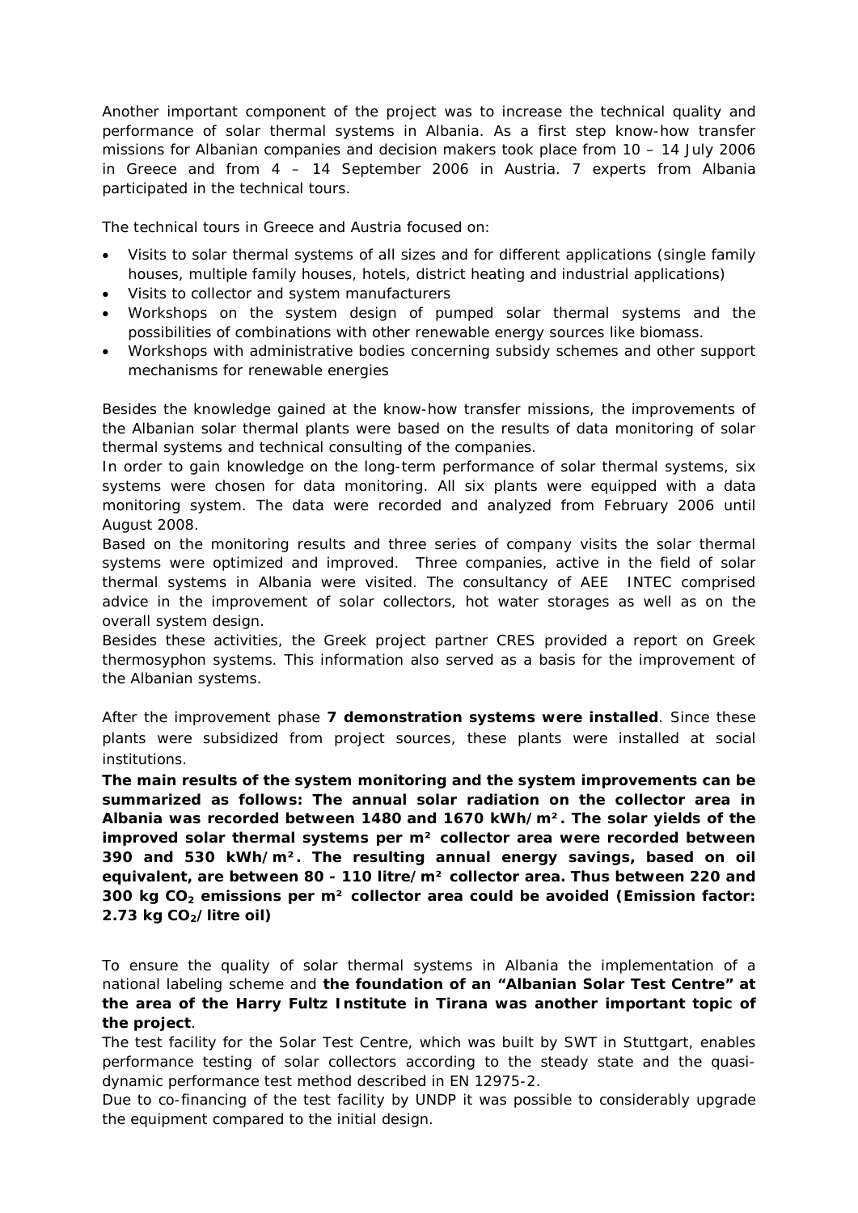Another important component of the project was to increase the technical quality and performance of solar thermal systems in Albania. As a first step know-how transfer missions for Albanian companies and decision makers took place from 10 – 14 July 2006 in Greece and from 4 – 14 September 2006 in Austria. 7 experts from Albania participated in the technical tours.

The technical tours in Greece and Austria focused on:

- Visits to solar thermal systems of all sizes and for different applications (single family houses, multiple family houses, hotels, district heating and industrial applications)
- Visits to collector and system manufacturers
- Workshops on the system design of pumped solar thermal systems and the possibilities of combinations with other renewable energy sources like biomass.
- Workshops with administrative bodies concerning subsidy schemes and other support mechanisms for renewable energies

Besides the knowledge gained at the know-how transfer missions, the improvements of the Albanian solar thermal plants were based on the results of data monitoring of solar thermal systems and technical consulting of the companies.
In order to gain knowledge on the long-term performance of solar thermal systems, six systems were chosen for data monitoring. All six plants were equipped with a data monitoring system. The data were recorded and analyzed from February 2006 until August 2008.
Based on the monitoring results and three series of company visits the solar thermal systems were optimized and improved. Three companies, active in the field of solar thermal systems in Albania were visited. The consultancy of AEE INTEC comprised advice in the improvement of solar collectors, hot water storages as well as on the overall system design.
Besides these activities, the Greek project partner CRES provided a report on Greek thermosyphon systems. This information also served as a basis for the improvement of the Albanian systems.

After the improvement phase **7 demonstration systems were installed**. Since these plants were subsidized from project sources, these plants were installed at social institutions.
**The main results of the system monitoring and the system improvements can be summarized as follows: The annual solar radiation on the collector area in Albania was recorded between 1480 and 1670 kWh/m². The solar yields of the improved solar thermal systems per m² collector area were recorded between 390 and 530 kWh/m². The resulting annual energy savings, based on oil equivalent, are between 80 - 110 litre/m² collector area. Thus between 220 and 300 kg $CO_2$ emissions per m² collector area could be avoided (Emission factor: 2.73 kg $CO_2$/litre oil)**

To ensure the quality of solar thermal systems in Albania the implementation of a national labeling scheme and **the foundation of an "Albanian Solar Test Centre" at the area of the Harry Fultz Institute in Tirana was another important topic of the project**.
The test facility for the Solar Test Centre, which was built by SWT in Stuttgart, enables performance testing of solar collectors according to the steady state and the quasi-dynamic performance test method described in EN 12975-2.
Due to co-financing of the test facility by UNDP it was possible to considerably upgrade the equipment compared to the initial design.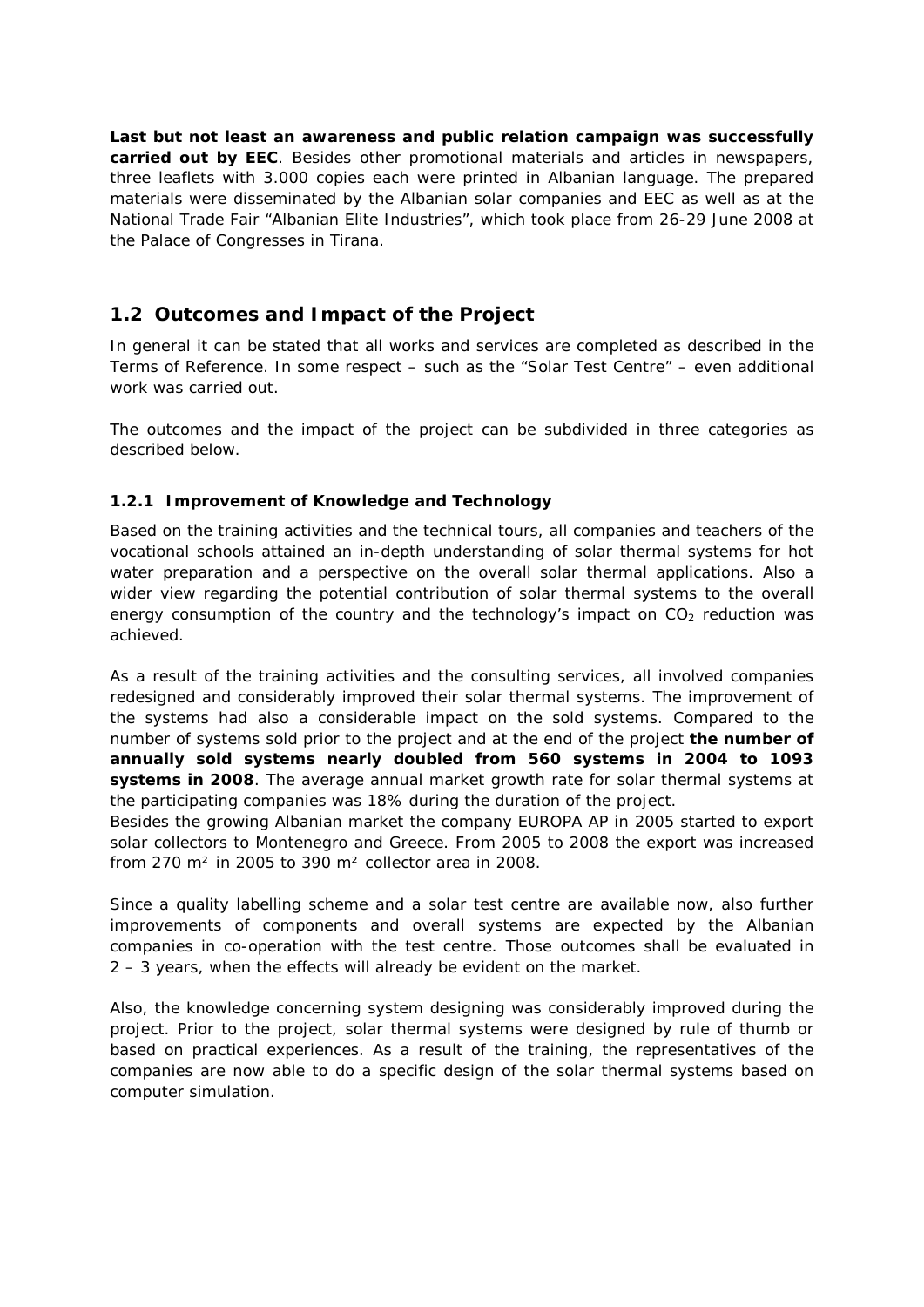**Last but not least an awareness and public relation campaign was successfully carried out by EEC**. Besides other promotional materials and articles in newspapers, three leaflets with 3.000 copies each were printed in Albanian language. The prepared materials were disseminated by the Albanian solar companies and EEC as well as at the National Trade Fair "Albanian Elite Industries", which took place from 26-29 June 2008 at the Palace of Congresses in Tirana.

## 1.2 Outcomes and Impact of the Project

In general it can be stated that all works and services are completed as described in the Terms of Reference. In some respect – such as the "Solar Test Centre" – even additional work was carried out.

The outcomes and the impact of the project can be subdivided in three categories as described below.

### 1.2.1 Improvement of Knowledge and Technology

Based on the training activities and the technical tours, all companies and teachers of the vocational schools attained an in-depth understanding of solar thermal systems for hot water preparation and a perspective on the overall solar thermal applications. Also a wider view regarding the potential contribution of solar thermal systems to the overall energy consumption of the country and the technology's impact on $CO_2$ reduction was achieved.

As a result of the training activities and the consulting services, all involved companies redesigned and considerably improved their solar thermal systems. The improvement of the systems had also a considerable impact on the sold systems. Compared to the number of systems sold prior to the project and at the end of the project **the number of annually sold systems nearly doubled from 560 systems in 2004 to 1093 systems in 2008**. The average annual market growth rate for solar thermal systems at the participating companies was 18% during the duration of the project.
Besides the growing Albanian market the company EUROPA AP in 2005 started to export solar collectors to Montenegro and Greece. From 2005 to 2008 the export was increased from 270 m² in 2005 to 390 m² collector area in 2008.

Since a quality labelling scheme and a solar test centre are available now, also further improvements of components and overall systems are expected by the Albanian companies in co-operation with the test centre. Those outcomes shall be evaluated in 2 – 3 years, when the effects will already be evident on the market.

Also, the knowledge concerning system designing was considerably improved during the project. Prior to the project, solar thermal systems were designed by rule of thumb or based on practical experiences. As a result of the training, the representatives of the companies are now able to do a specific design of the solar thermal systems based on computer simulation.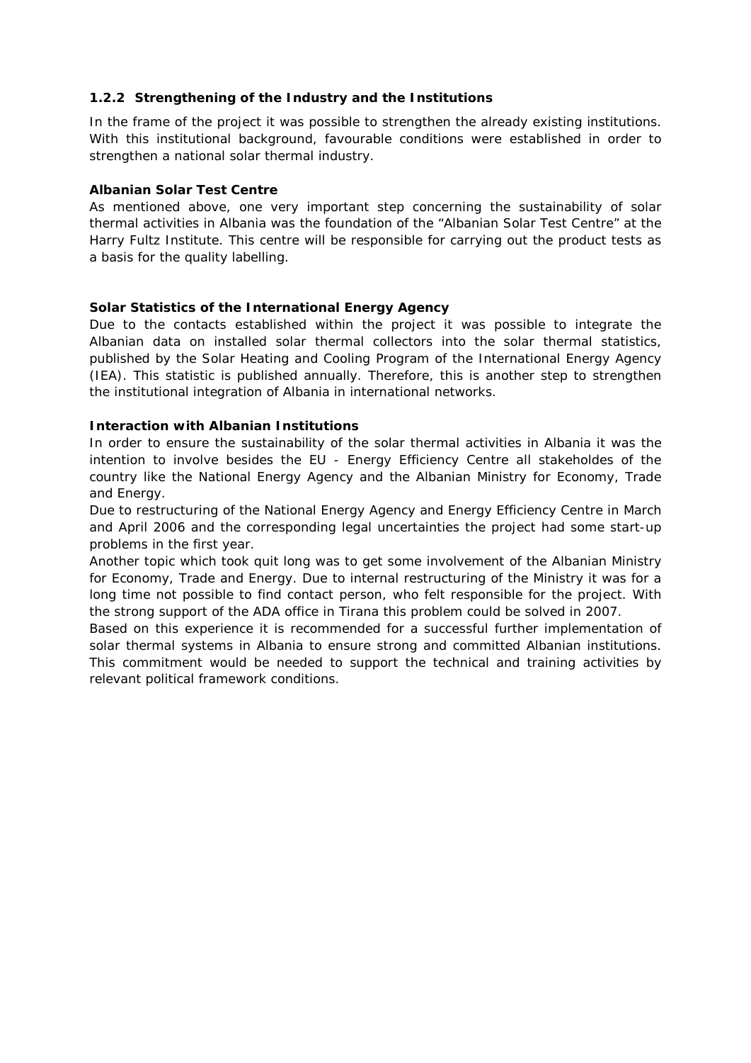### 1.2.2 Strengthening of the Industry and the Institutions

In the frame of the project it was possible to strengthen the already existing institutions. With this institutional background, favourable conditions were established in order to strengthen a national solar thermal industry.

**Albanian Solar Test Centre**

As mentioned above, one very important step concerning the sustainability of solar thermal activities in Albania was the foundation of the "Albanian Solar Test Centre" at the Harry Fultz Institute. This centre will be responsible for carrying out the product tests as a basis for the quality labelling.

**Solar Statistics of the International Energy Agency**

Due to the contacts established within the project it was possible to integrate the Albanian data on installed solar thermal collectors into the solar thermal statistics, published by the Solar Heating and Cooling Program of the International Energy Agency (IEA). This statistic is published annually. Therefore, this is another step to strengthen the institutional integration of Albania in international networks.

**Interaction with Albanian Institutions**

In order to ensure the sustainability of the solar thermal activities in Albania it was the intention to involve besides the EU - Energy Efficiency Centre all stakeholdes of the country like the National Energy Agency and the Albanian Ministry for Economy, Trade and Energy.

Due to restructuring of the National Energy Agency and Energy Efficiency Centre in March and April 2006 and the corresponding legal uncertainties the project had some start-up problems in the first year.

Another topic which took quit long was to get some involvement of the Albanian Ministry for Economy, Trade and Energy. Due to internal restructuring of the Ministry it was for a long time not possible to find contact person, who felt responsible for the project. With the strong support of the ADA office in Tirana this problem could be solved in 2007.

Based on this experience it is recommended for a successful further implementation of solar thermal systems in Albania to ensure strong and committed Albanian institutions. This commitment would be needed to support the technical and training activities by relevant political framework conditions.